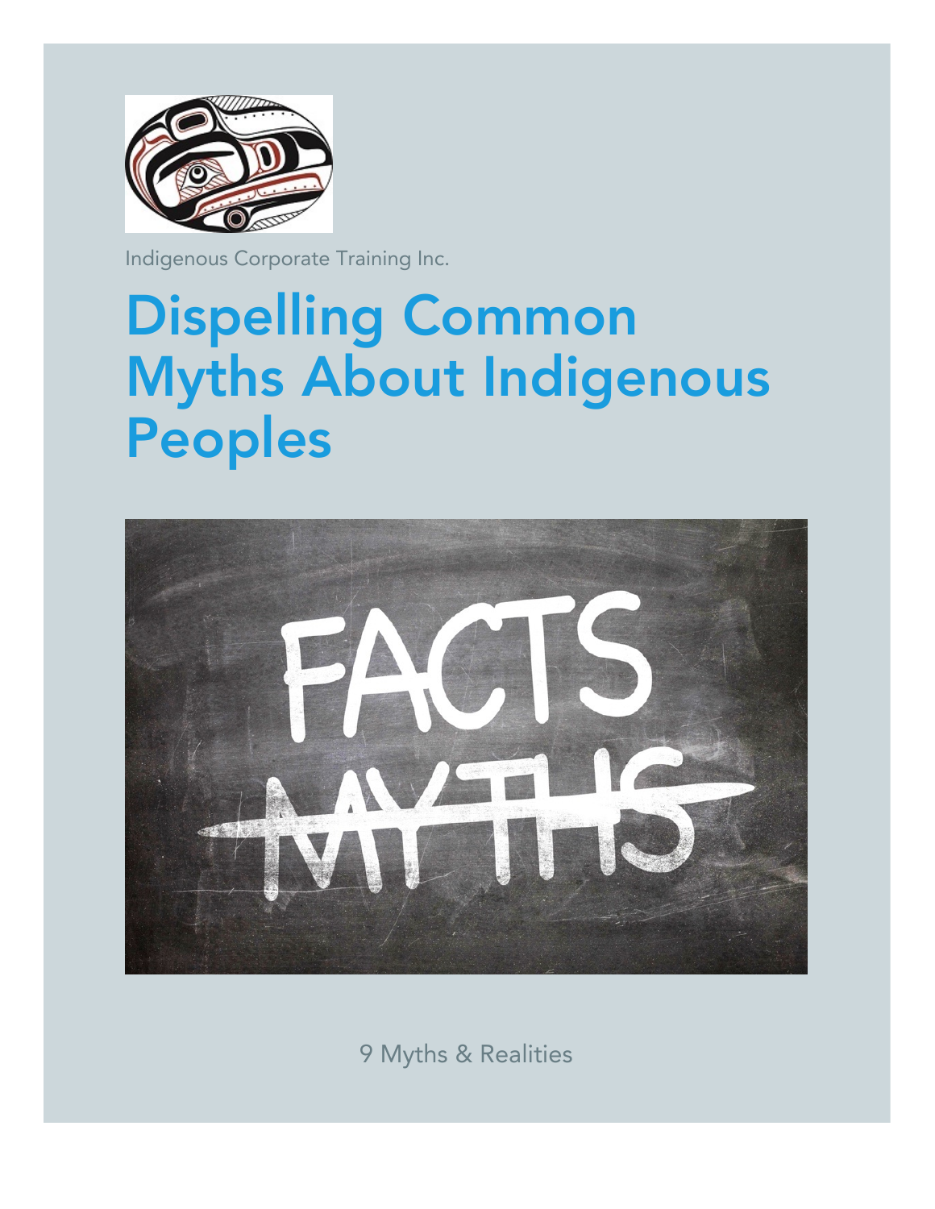Indigenous Corporate Training Inc.

# Dispelling Common Myths About Indigenous Peoples

9 Myths & Realities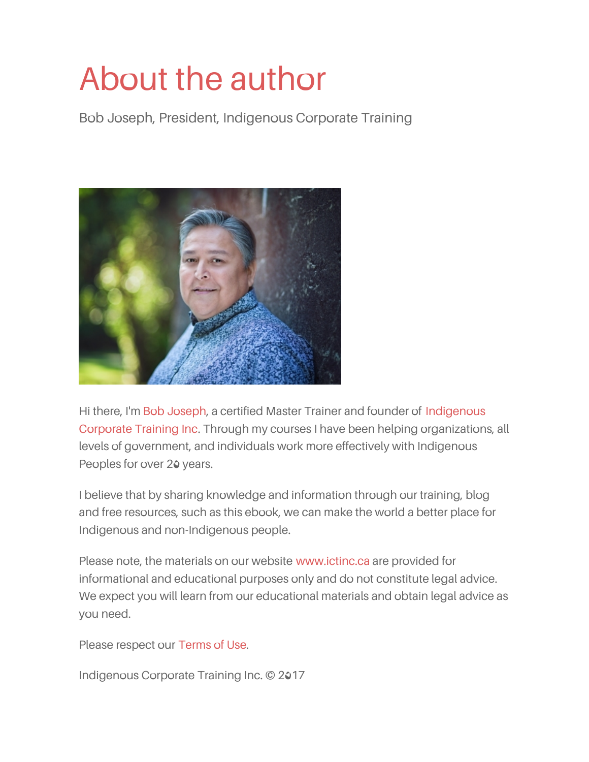# About the author

Bob Joseph, President, Indigenous Corporate Training

Hi there, I'm Bob Joseph, a certified Master Trainer and founder of Indigenous Corporate Training Inc. Through my courses I have been helping organizations, all levels of government, and individuals work more effectively with Indigenous Peoples for over 20 years.

I believe that by sharing knowledge and information through our training, blog and free resources, such as this ebook, we can make the world a better place for Indigenous and non-Indigenous people.

Please note, the materials on our website www.ictinc.ca are provided for informational and educational purposes only and do not constitute legal advice. We expect you will learn from our educational materials and obtain legal advice as you need.

Please respect our Terms of Use.

Indigenous Corporate Training Inc. © 2017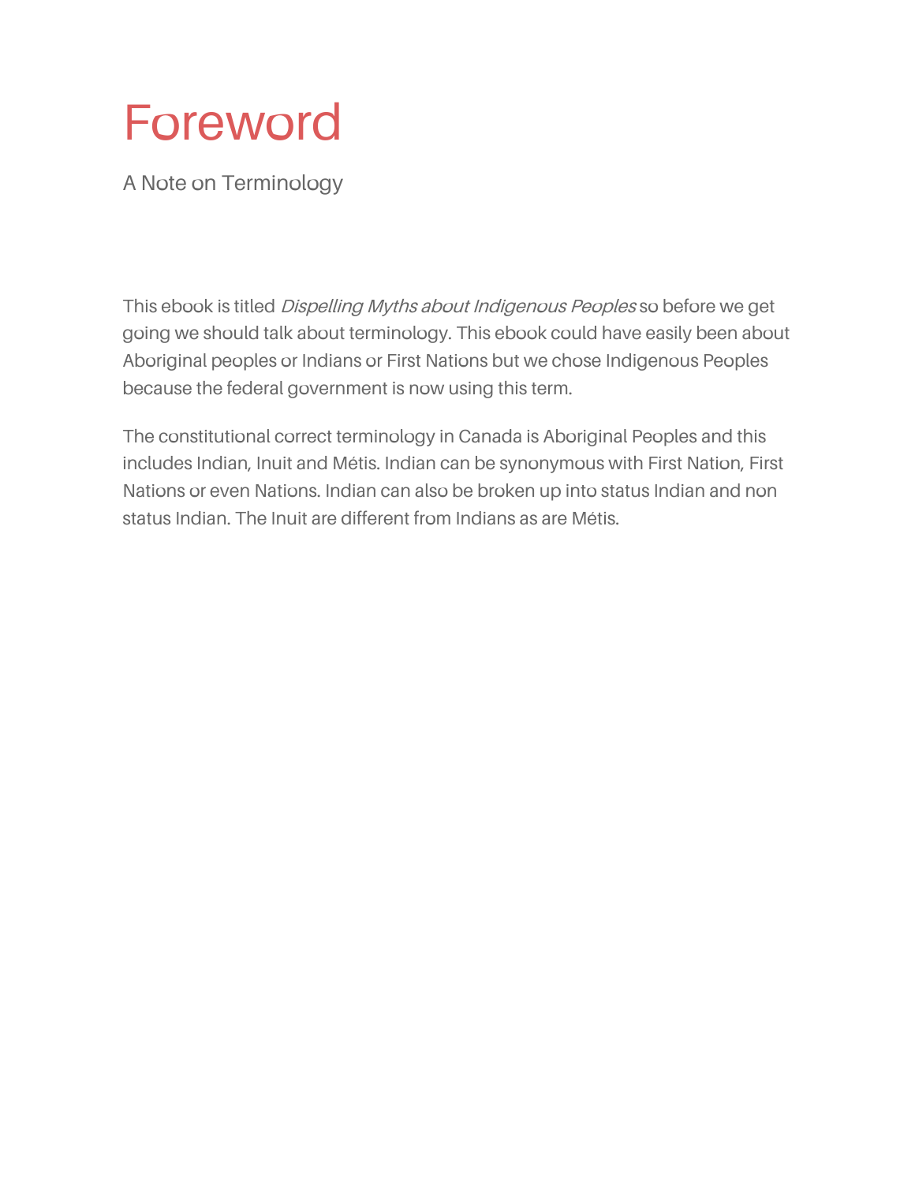# Foreword

## A Note on Terminology

This ebook is titled *Dispelling Myths about Indigenous Peoples* so before we get going we should talk about terminology. This ebook could have easily been about Aboriginal peoples or Indians or First Nations but we chose Indigenous Peoples because the federal government is now using this term.

The constitutional correct terminology in Canada is Aboriginal Peoples and this includes Indian, Inuit and Métis. Indian can be synonymous with First Nation, First Nations or even Nations. Indian can also be broken up into status Indian and non status Indian. The Inuit are different from Indians as are Métis.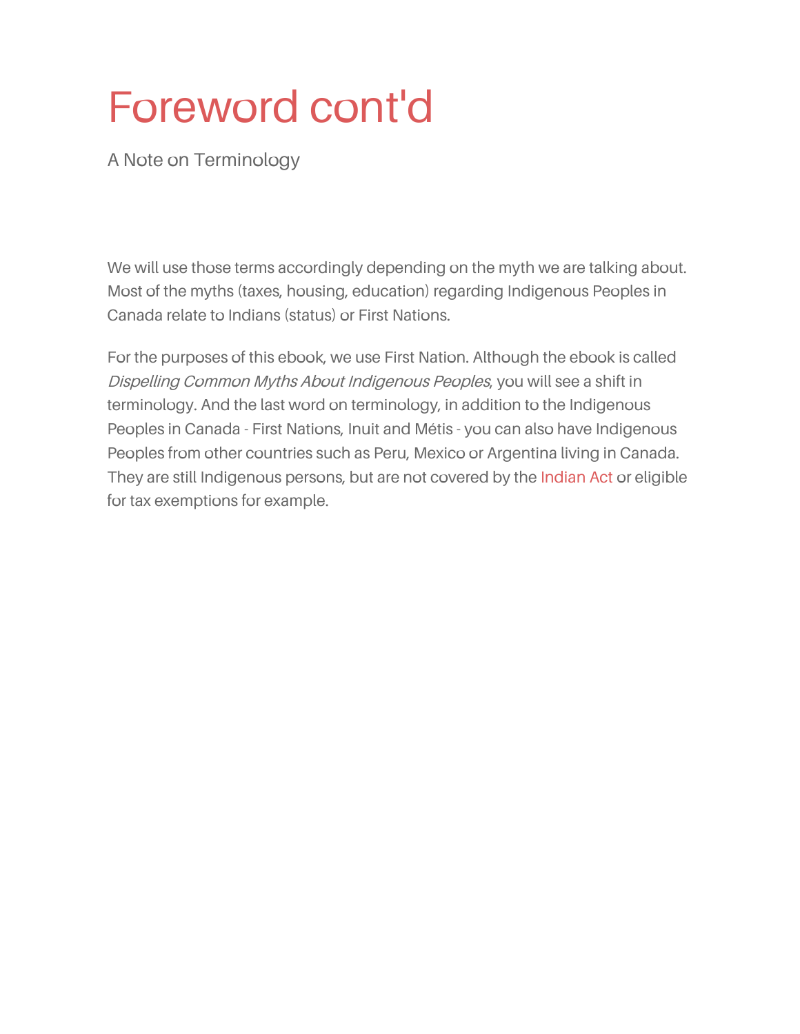# Foreword cont'd

## A Note on Terminology

We will use those terms accordingly depending on the myth we are talking about. Most of the myths (taxes, housing, education) regarding Indigenous Peoples in Canada relate to Indians (status) or First Nations.

For the purposes of this ebook, we use First Nation. Although the ebook is called *Dispelling Common Myths About Indigenous Peoples*, you will see a shift in terminology. And the last word on terminology, in addition to the Indigenous Peoples in Canada - First Nations, Inuit and Métis - you can also have Indigenous Peoples from other countries such as Peru, Mexico or Argentina living in Canada. They are still Indigenous persons, but are not covered by the Indian Act or eligible for tax exemptions for example.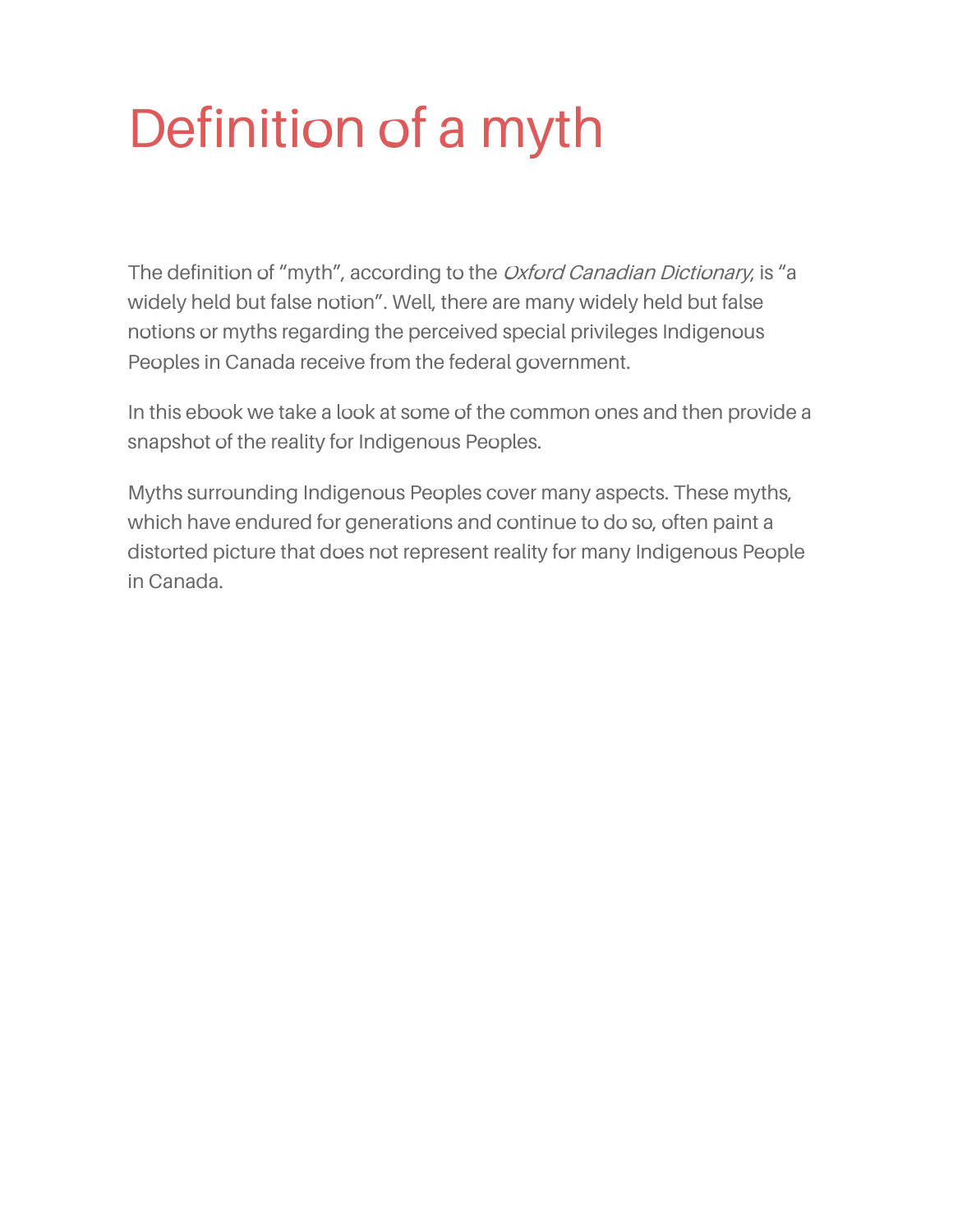# Definition of a myth

The definition of "myth", according to the *Oxford Canadian Dictionary*, is "a widely held but false notion". Well, there are many widely held but false notions or myths regarding the perceived special privileges Indigenous Peoples in Canada receive from the federal government.

In this ebook we take a look at some of the common ones and then provide a snapshot of the reality for Indigenous Peoples.

Myths surrounding Indigenous Peoples cover many aspects. These myths, which have endured for generations and continue to do so, often paint a distorted picture that does not represent reality for many Indigenous People in Canada.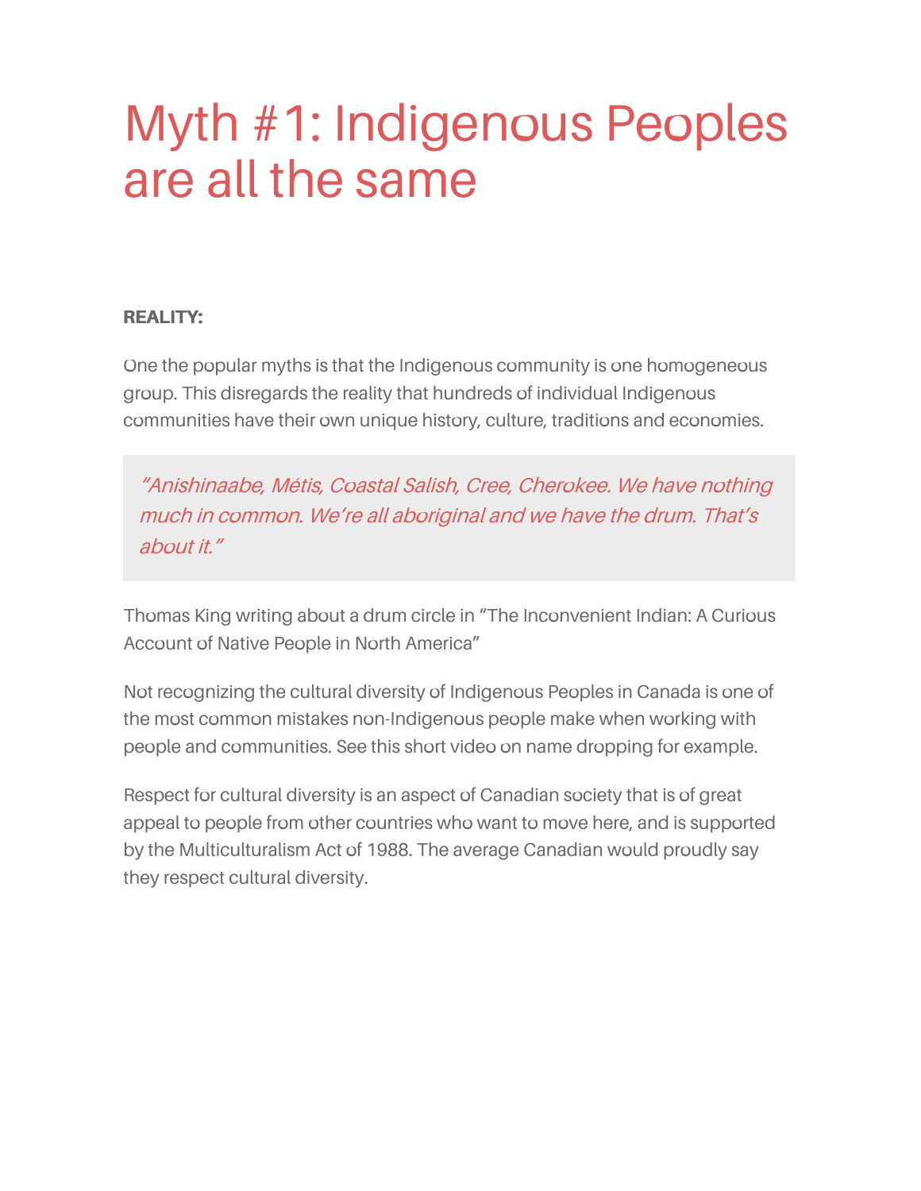# Myth #1: Indigenous Peoples are all the same

**REALITY:**

One the popular myths is that the Indigenous community is one homogeneous group. This disregards the reality that hundreds of individual Indigenous communities have their own unique history, culture, traditions and economies.

> *"Anishinaabe, Métis, Coastal Salish, Cree, Cherokee. We have nothing much in common. We're all aboriginal and we have the drum. That's about it."*

Thomas King writing about a drum circle in "The Inconvenient Indian: A Curious Account of Native People in North America"

Not recognizing the cultural diversity of Indigenous Peoples in Canada is one of the most common mistakes non-Indigenous people make when working with people and communities. See this short video on name dropping for example.

Respect for cultural diversity is an aspect of Canadian society that is of great appeal to people from other countries who want to move here, and is supported by the Multiculturalism Act of 1988. The average Canadian would proudly say they respect cultural diversity.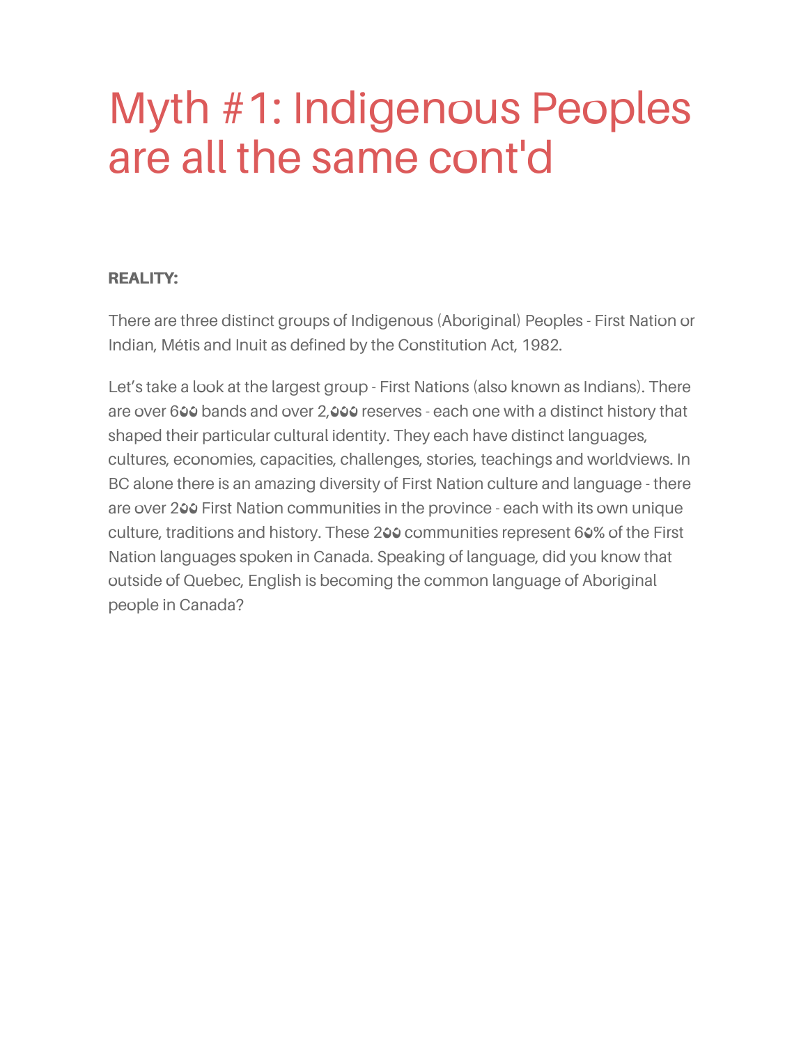# Myth #1: Indigenous Peoples are all the same cont'd

**REALITY:**

There are three distinct groups of Indigenous (Aboriginal) Peoples - First Nation or Indian, Métis and Inuit as defined by the Constitution Act, 1982.

Let's take a look at the largest group - First Nations (also known as Indians). There are over 600 bands and over 2,000 reserves - each one with a distinct history that shaped their particular cultural identity. They each have distinct languages, cultures, economies, capacities, challenges, stories, teachings and worldviews. In BC alone there is an amazing diversity of First Nation culture and language - there are over 200 First Nation communities in the province - each with its own unique culture, traditions and history. These 200 communities represent 60% of the First Nation languages spoken in Canada. Speaking of language, did you know that outside of Quebec, English is becoming the common language of Aboriginal people in Canada?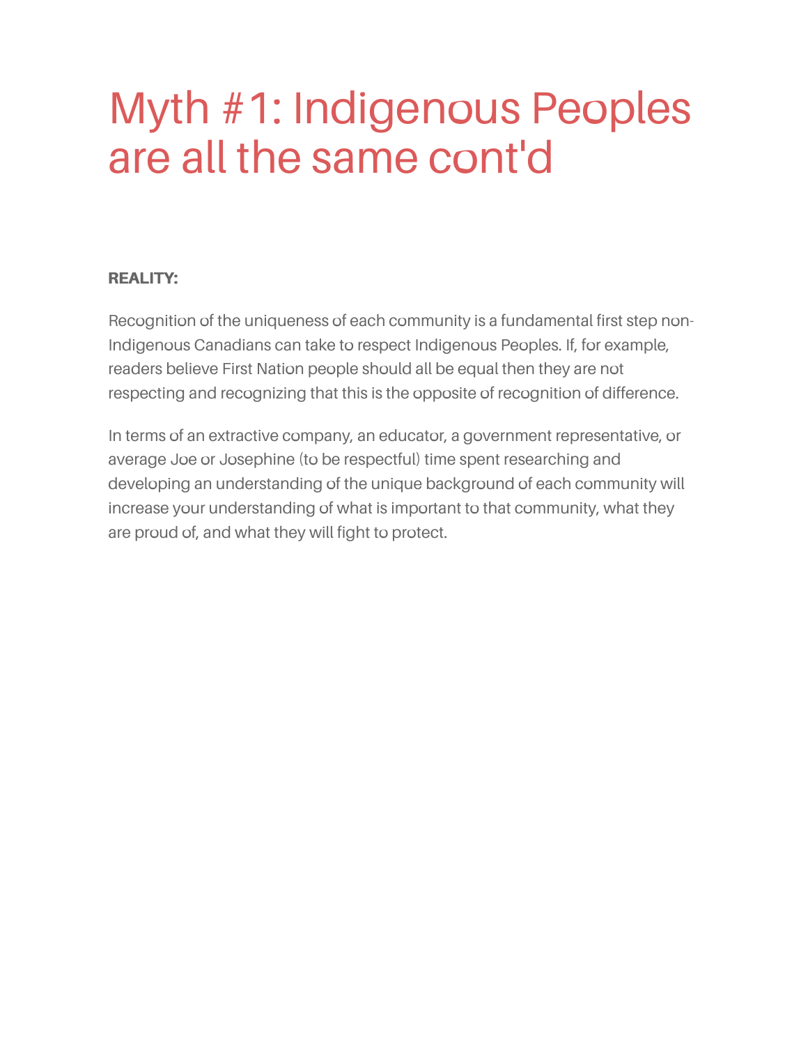# Myth #1: Indigenous Peoples are all the same cont'd

**REALITY:**

Recognition of the uniqueness of each community is a fundamental first step non-Indigenous Canadians can take to respect Indigenous Peoples. If, for example, readers believe First Nation people should all be equal then they are not respecting and recognizing that this is the opposite of recognition of difference.

In terms of an extractive company, an educator, a government representative, or average Joe or Josephine (to be respectful) time spent researching and developing an understanding of the unique background of each community will increase your understanding of what is important to that community, what they are proud of, and what they will fight to protect.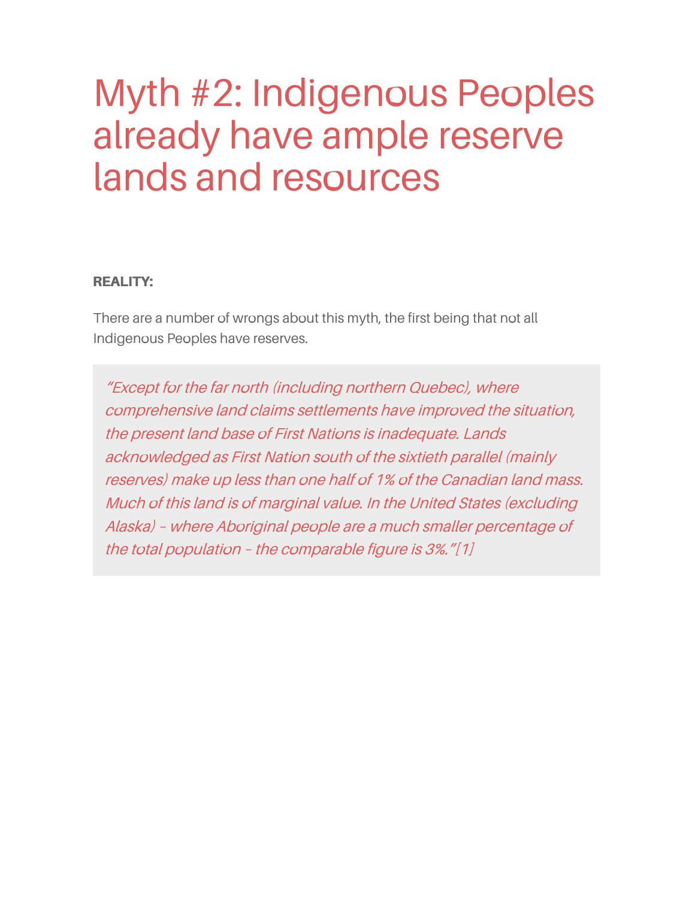# Myth #2: Indigenous Peoples already have ample reserve lands and resources

**REALITY:**

There are a number of wrongs about this myth, the first being that not all Indigenous Peoples have reserves.

> *"Except for the far north (including northern Quebec), where comprehensive land claims settlements have improved the situation, the present land base of First Nations is inadequate. Lands acknowledged as First Nation south of the sixtieth parallel (mainly reserves) make up less than one half of 1% of the Canadian land mass. Much of this land is of marginal value. In the United States (excluding Alaska) – where Aboriginal people are a much smaller percentage of the total population – the comparable figure is 3%."*[1]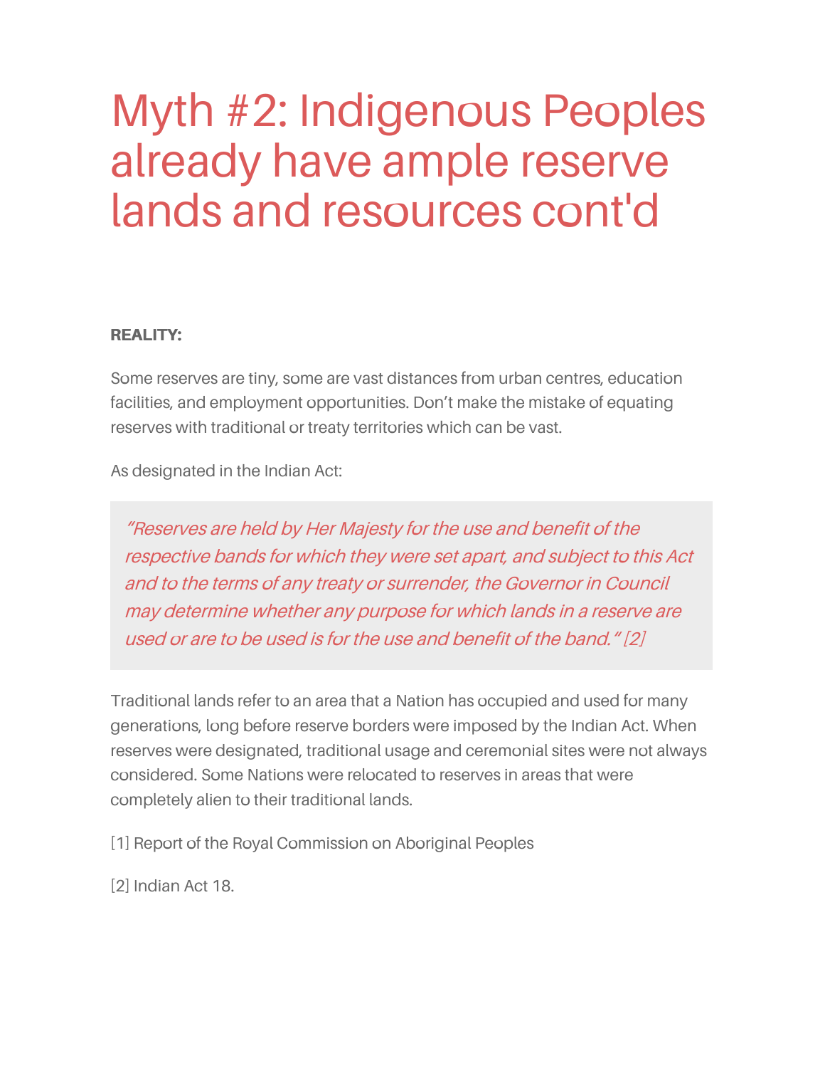# Myth #2: Indigenous Peoples already have ample reserve lands and resources cont'd

**REALITY:**

Some reserves are tiny, some are vast distances from urban centres, education facilities, and employment opportunities. Don't make the mistake of equating reserves with traditional or treaty territories which can be vast.

As designated in the Indian Act:

> *"Reserves are held by Her Majesty for the use and benefit of the respective bands for which they were set apart, and subject to this Act and to the terms of any treaty or surrender, the Governor in Council may determine whether any purpose for which lands in a reserve are used or are to be used is for the use and benefit of the band." [2]*

Traditional lands refer to an area that a Nation has occupied and used for many generations, long before reserve borders were imposed by the Indian Act. When reserves were designated, traditional usage and ceremonial sites were not always considered. Some Nations were relocated to reserves in areas that were completely alien to their traditional lands.

[1] Report of the Royal Commission on Aboriginal Peoples

[2] Indian Act 18.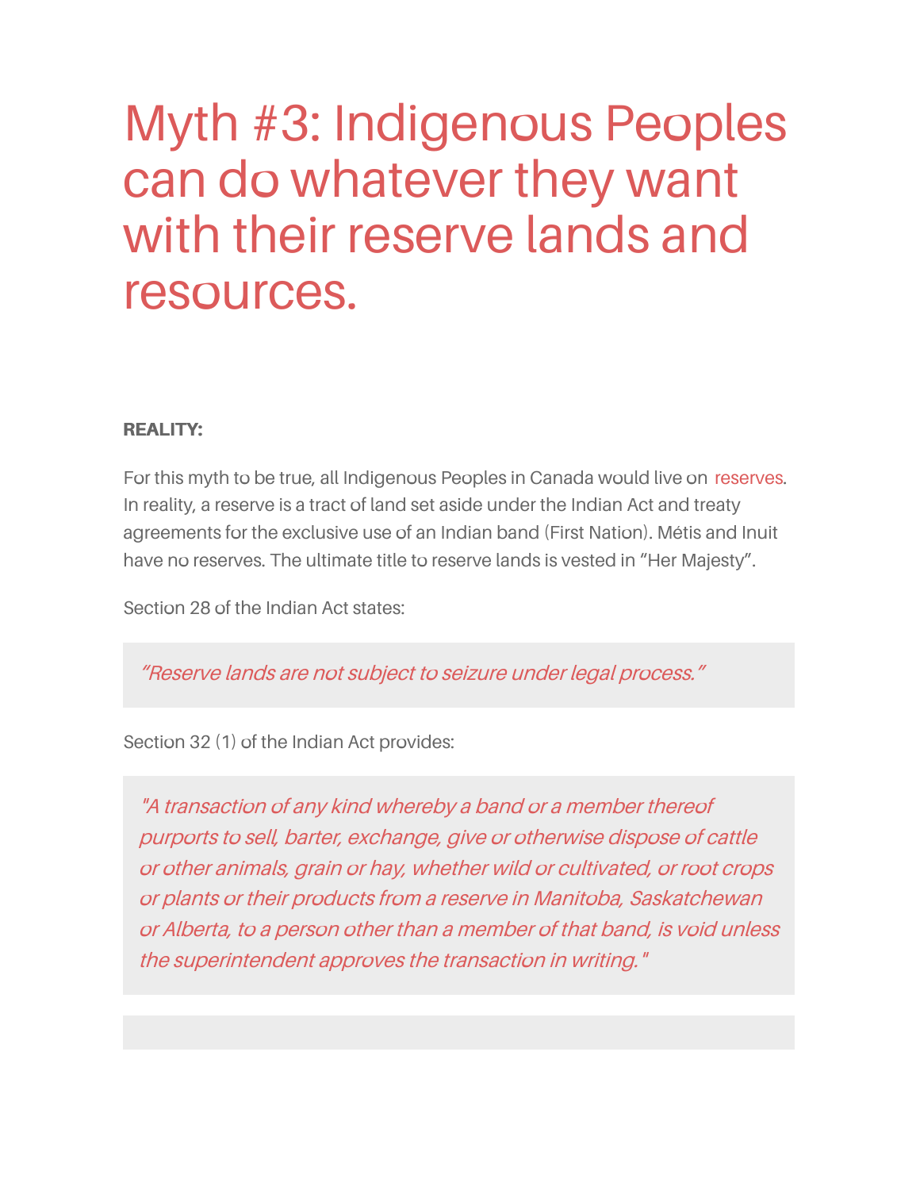# Myth #3: Indigenous Peoples can do whatever they want with their reserve lands and resources.

**REALITY:**

For this myth to be true, all Indigenous Peoples in Canada would live on reserves. In reality, a reserve is a tract of land set aside under the Indian Act and treaty agreements for the exclusive use of an Indian band (First Nation). Métis and Inuit have no reserves. The ultimate title to reserve lands is vested in "Her Majesty".

Section 28 of the Indian Act states:

> *"Reserve lands are not subject to seizure under legal process."*

Section 32 (1) of the Indian Act provides:

> *"A transaction of any kind whereby a band or a member thereof purports to sell, barter, exchange, give or otherwise dispose of cattle or other animals, grain or hay, whether wild or cultivated, or root crops or plants or their products from a reserve in Manitoba, Saskatchewan or Alberta, to a person other than a member of that band, is void unless the superintendent approves the transaction in writing."*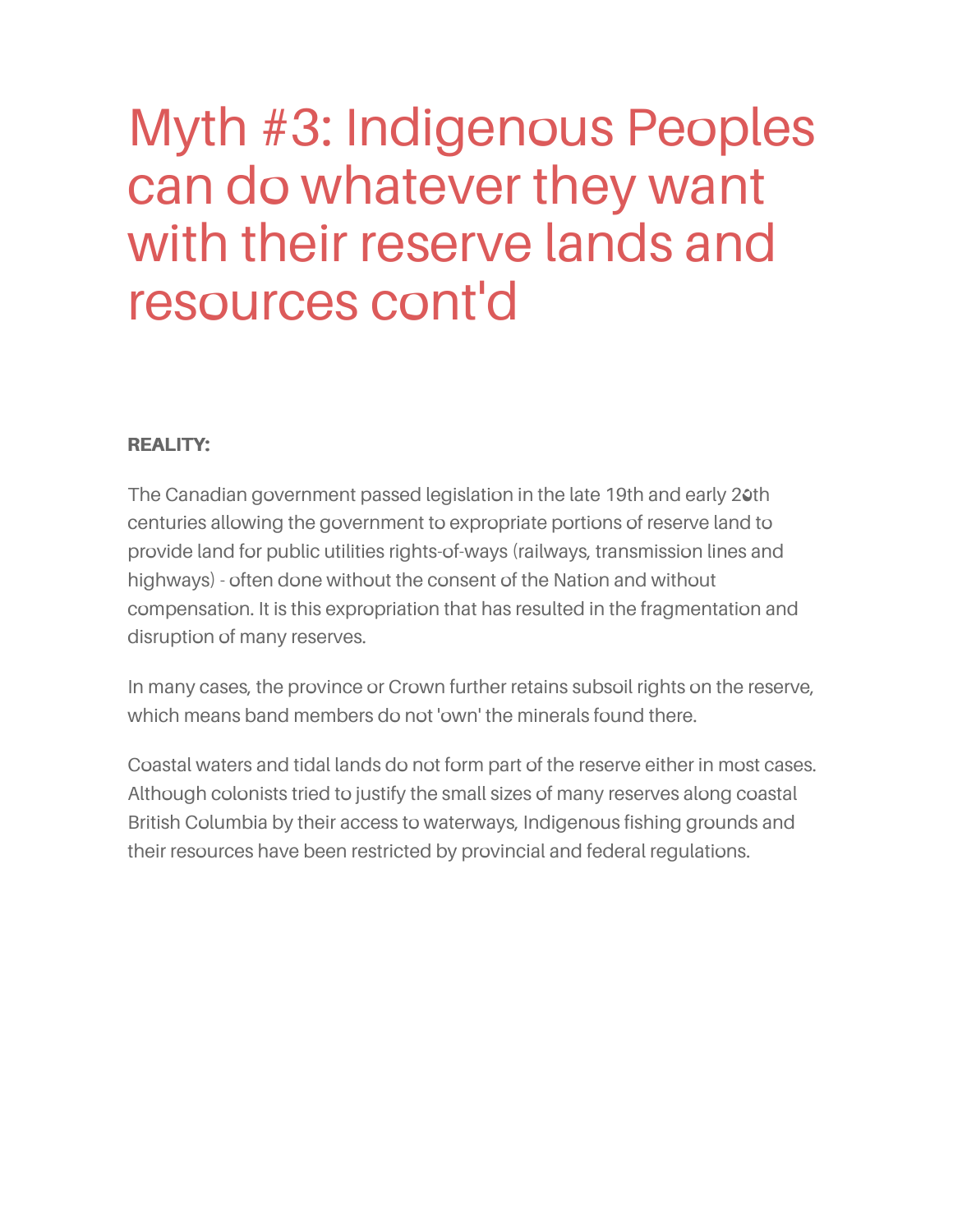# Myth #3: Indigenous Peoples can do whatever they want with their reserve lands and resources cont'd

**REALITY:**

The Canadian government passed legislation in the late 19th and early 20th centuries allowing the government to expropriate portions of reserve land to provide land for public utilities rights-of-ways (railways, transmission lines and highways) - often done without the consent of the Nation and without compensation. It is this expropriation that has resulted in the fragmentation and disruption of many reserves.

In many cases, the province or Crown further retains subsoil rights on the reserve, which means band members do not 'own' the minerals found there.

Coastal waters and tidal lands do not form part of the reserve either in most cases. Although colonists tried to justify the small sizes of many reserves along coastal British Columbia by their access to waterways, Indigenous fishing grounds and their resources have been restricted by provincial and federal regulations.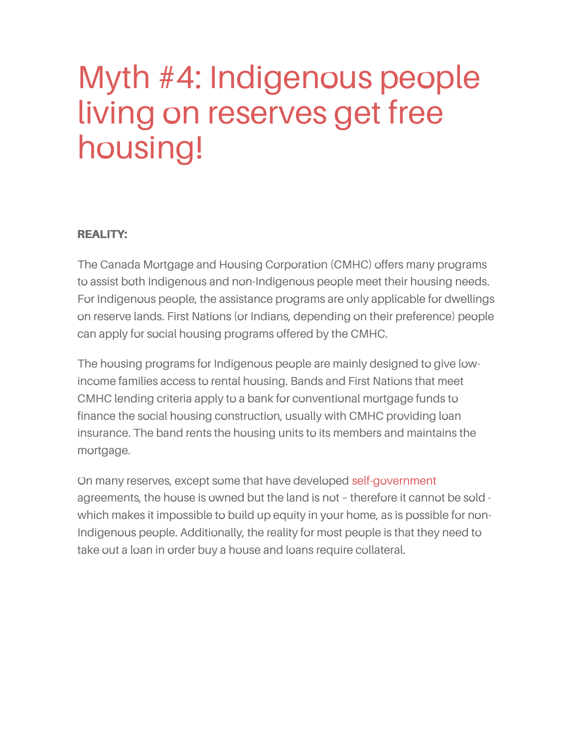# Myth #4: Indigenous people living on reserves get free housing!

**REALITY:**

The Canada Mortgage and Housing Corporation (CMHC) offers many programs to assist both Indigenous and non-Indigenous people meet their housing needs. For Indigenous people, the assistance programs are only applicable for dwellings on reserve lands. First Nations (or Indians, depending on their preference) people can apply for social housing programs offered by the CMHC.

The housing programs for Indigenous people are mainly designed to give low-income families access to rental housing. Bands and First Nations that meet CMHC lending criteria apply to a bank for conventional mortgage funds to finance the social housing construction, usually with CMHC providing loan insurance. The band rents the housing units to its members and maintains the mortgage.

On many reserves, except some that have developed self-government agreements, the house is owned but the land is not – therefore it cannot be sold - which makes it impossible to build up equity in your home, as is possible for non-Indigenous people. Additionally, the reality for most people is that they need to take out a loan in order buy a house and loans require collateral.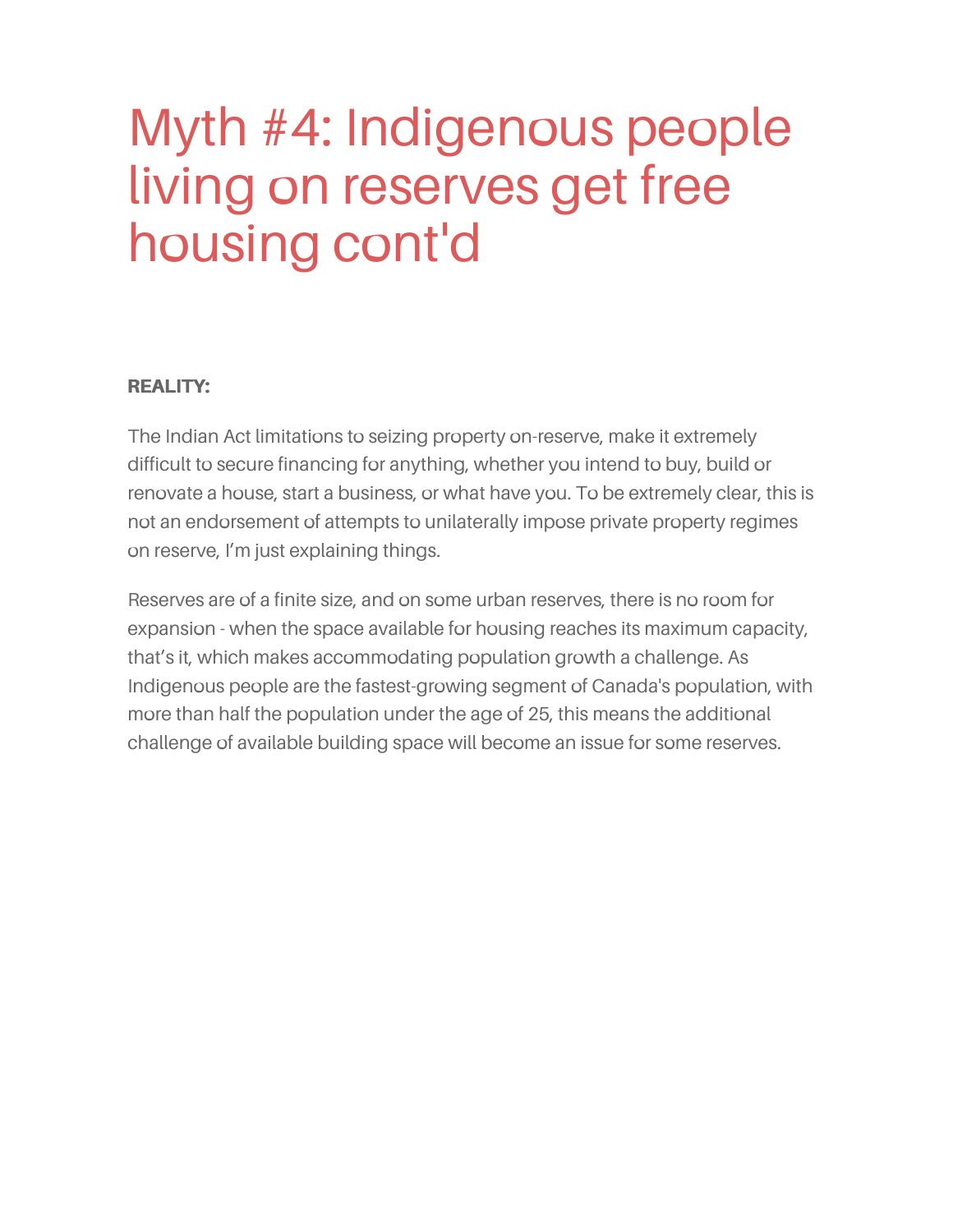# Myth #4: Indigenous people living on reserves get free housing cont'd

**REALITY:**

The Indian Act limitations to seizing property on-reserve, make it extremely difficult to secure financing for anything, whether you intend to buy, build or renovate a house, start a business, or what have you. To be extremely clear, this is not an endorsement of attempts to unilaterally impose private property regimes on reserve, I'm just explaining things.

Reserves are of a finite size, and on some urban reserves, there is no room for expansion - when the space available for housing reaches its maximum capacity, that's it, which makes accommodating population growth a challenge. As Indigenous people are the fastest-growing segment of Canada's population, with more than half the population under the age of 25, this means the additional challenge of available building space will become an issue for some reserves.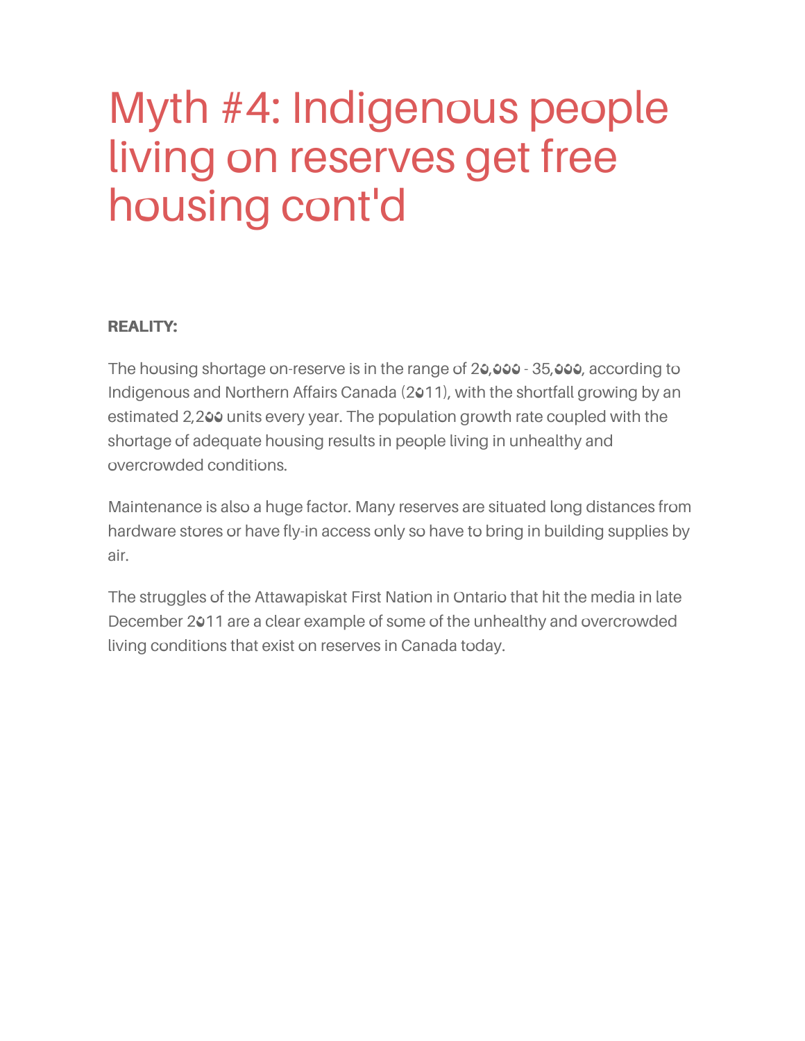# Myth #4: Indigenous people living on reserves get free housing cont'd

**REALITY:**

The housing shortage on-reserve is in the range of 20,000 - 35,000, according to Indigenous and Northern Affairs Canada (2011), with the shortfall growing by an estimated 2,200 units every year. The population growth rate coupled with the shortage of adequate housing results in people living in unhealthy and overcrowded conditions.

Maintenance is also a huge factor. Many reserves are situated long distances from hardware stores or have fly-in access only so have to bring in building supplies by air.

The struggles of the Attawapiskat First Nation in Ontario that hit the media in late December 2011 are a clear example of some of the unhealthy and overcrowded living conditions that exist on reserves in Canada today.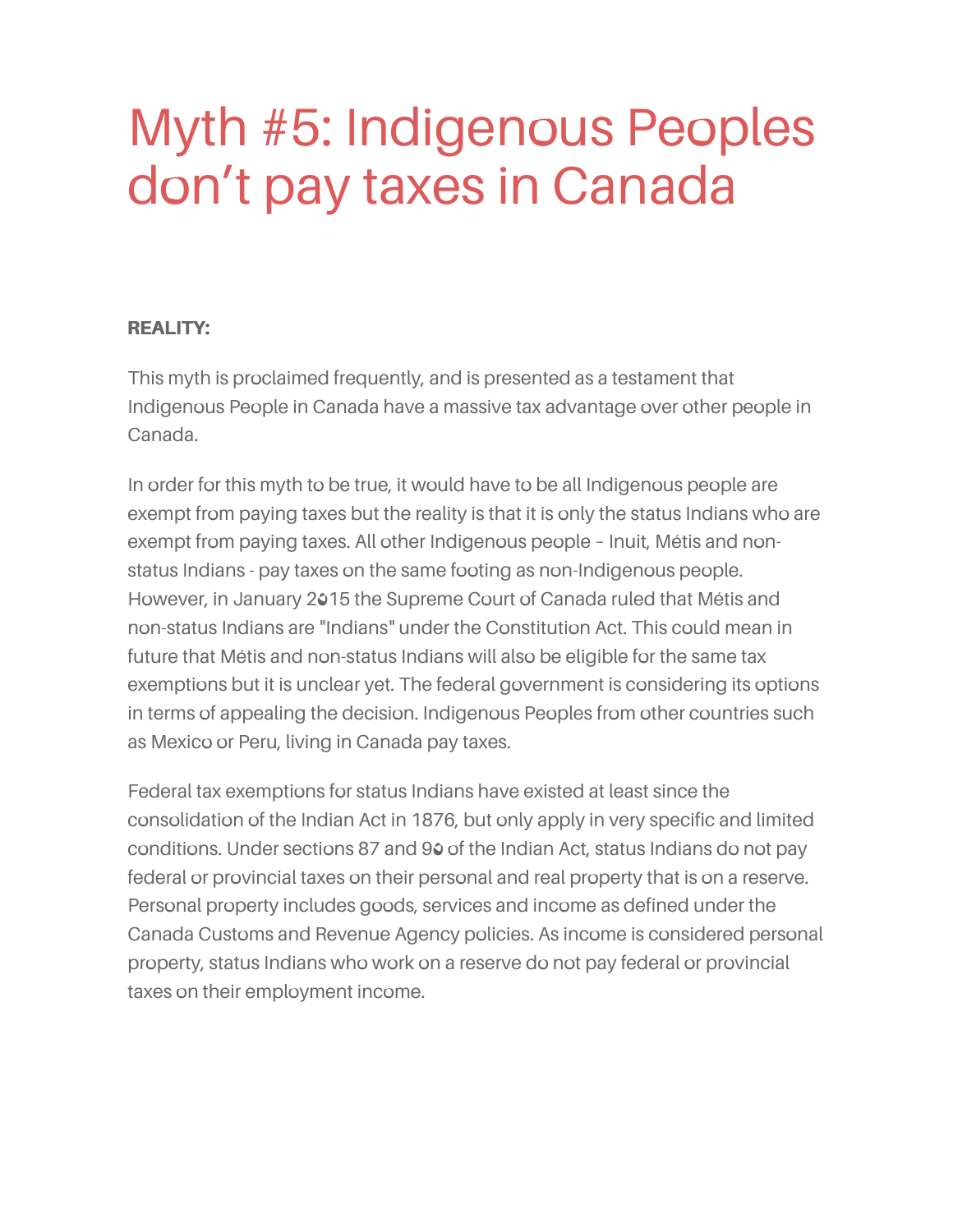# Myth #5: Indigenous Peoples don't pay taxes in Canada

**REALITY:**

This myth is proclaimed frequently, and is presented as a testament that Indigenous People in Canada have a massive tax advantage over other people in Canada.

In order for this myth to be true, it would have to be all Indigenous people are exempt from paying taxes but the reality is that it is only the status Indians who are exempt from paying taxes. All other Indigenous people – Inuit, Métis and non-status Indians - pay taxes on the same footing as non-Indigenous people. However, in January 2015 the Supreme Court of Canada ruled that Métis and non-status Indians are "Indians" under the Constitution Act. This could mean in future that Métis and non-status Indians will also be eligible for the same tax exemptions but it is unclear yet. The federal government is considering its options in terms of appealing the decision. Indigenous Peoples from other countries such as Mexico or Peru, living in Canada pay taxes.

Federal tax exemptions for status Indians have existed at least since the consolidation of the Indian Act in 1876, but only apply in very specific and limited conditions. Under sections 87 and 90 of the Indian Act, status Indians do not pay federal or provincial taxes on their personal and real property that is on a reserve. Personal property includes goods, services and income as defined under the Canada Customs and Revenue Agency policies. As income is considered personal property, status Indians who work on a reserve do not pay federal or provincial taxes on their employment income.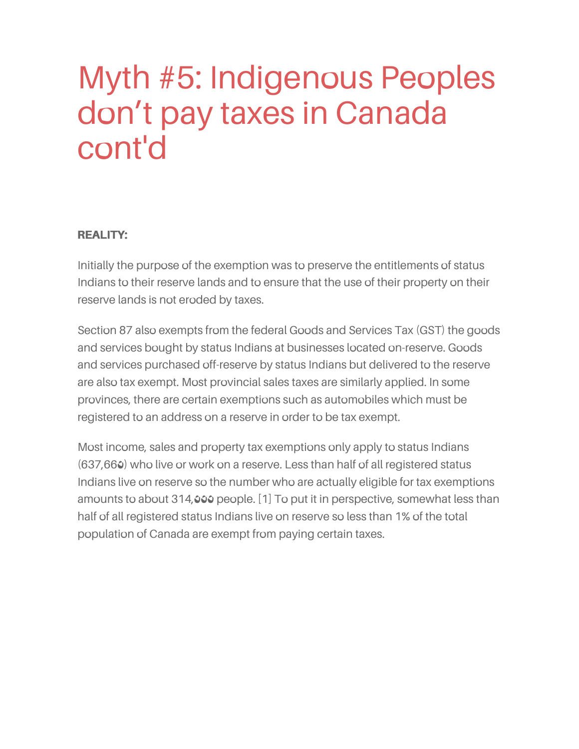# Myth #5: Indigenous Peoples don’t pay taxes in Canada cont'd

**REALITY:**

Initially the purpose of the exemption was to preserve the entitlements of status Indians to their reserve lands and to ensure that the use of their property on their reserve lands is not eroded by taxes.

Section 87 also exempts from the federal Goods and Services Tax (GST) the goods and services bought by status Indians at businesses located on-reserve. Goods and services purchased off-reserve by status Indians but delivered to the reserve are also tax exempt. Most provincial sales taxes are similarly applied. In some provinces, there are certain exemptions such as automobiles which must be registered to an address on a reserve in order to be tax exempt.

Most income, sales and property tax exemptions only apply to status Indians (637,660) who live or work on a reserve. Less than half of all registered status Indians live on reserve so the number who are actually eligible for tax exemptions amounts to about 314,000 people. [1] To put it in perspective, somewhat less than half of all registered status Indians live on reserve so less than 1% of the total population of Canada are exempt from paying certain taxes.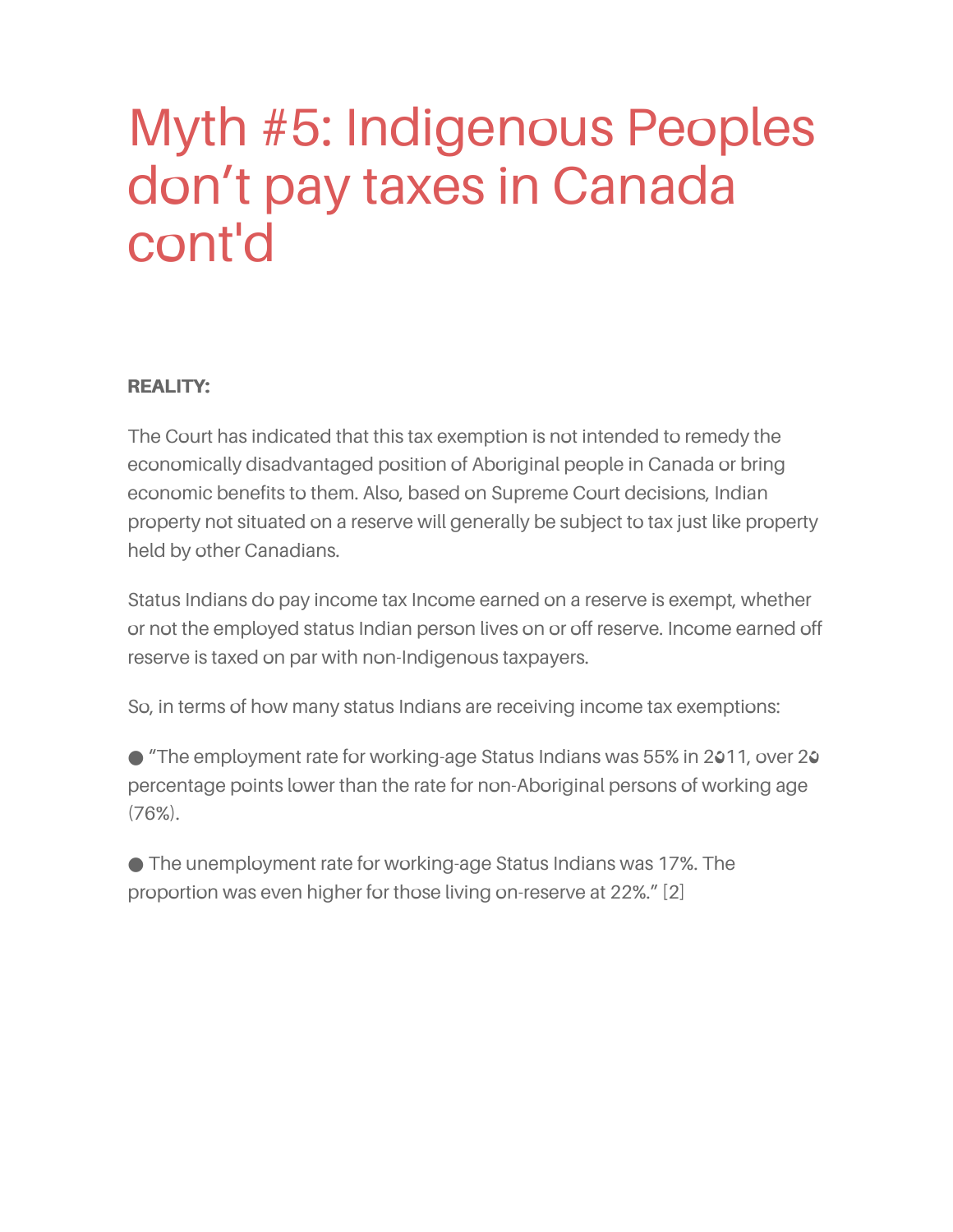# Myth #5: Indigenous Peoples don't pay taxes in Canada cont'd

**REALITY:**

The Court has indicated that this tax exemption is not intended to remedy the economically disadvantaged position of Aboriginal people in Canada or bring economic benefits to them. Also, based on Supreme Court decisions, Indian property not situated on a reserve will generally be subject to tax just like property held by other Canadians.

Status Indians do pay income tax Income earned on a reserve is exempt, whether or not the employed status Indian person lives on or off reserve. Income earned off reserve is taxed on par with non-Indigenous taxpayers.

So, in terms of how many status Indians are receiving income tax exemptions:

- "The employment rate for working-age Status Indians was 55% in 2011, over 20 percentage points lower than the rate for non-Aboriginal persons of working age (76%).

- The unemployment rate for working-age Status Indians was 17%. The proportion was even higher for those living on-reserve at 22%." [2]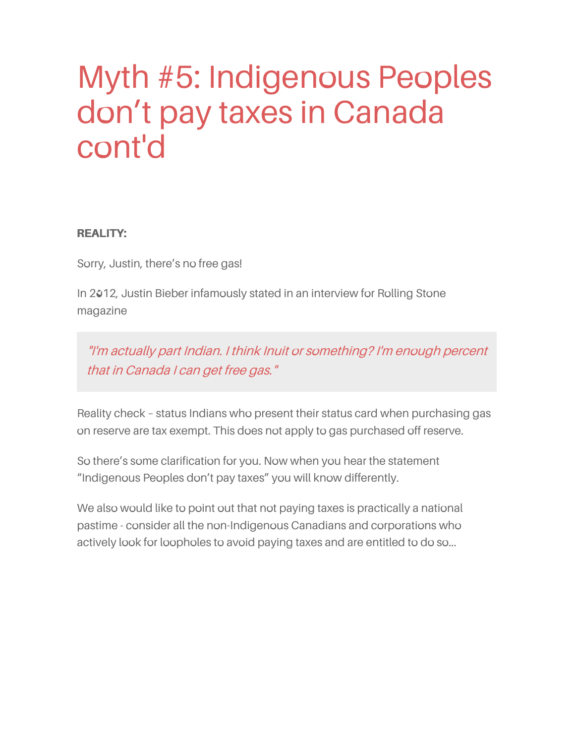# Myth #5: Indigenous Peoples don’t pay taxes in Canada cont'd

**REALITY:**

Sorry, Justin, there’s no free gas!

In 2012, Justin Bieber infamously stated in an interview for Rolling Stone magazine

> *"I'm actually part Indian. I think Inuit or something? I'm enough percent that in Canada I can get free gas."*

Reality check – status Indians who present their status card when purchasing gas on reserve are tax exempt. This does not apply to gas purchased off reserve.

So there’s some clarification for you. Now when you hear the statement “Indigenous Peoples don’t pay taxes” you will know differently.

We also would like to point out that not paying taxes is practically a national pastime - consider all the non-Indigenous Canadians and corporations who actively look for loopholes to avoid paying taxes and are entitled to do so...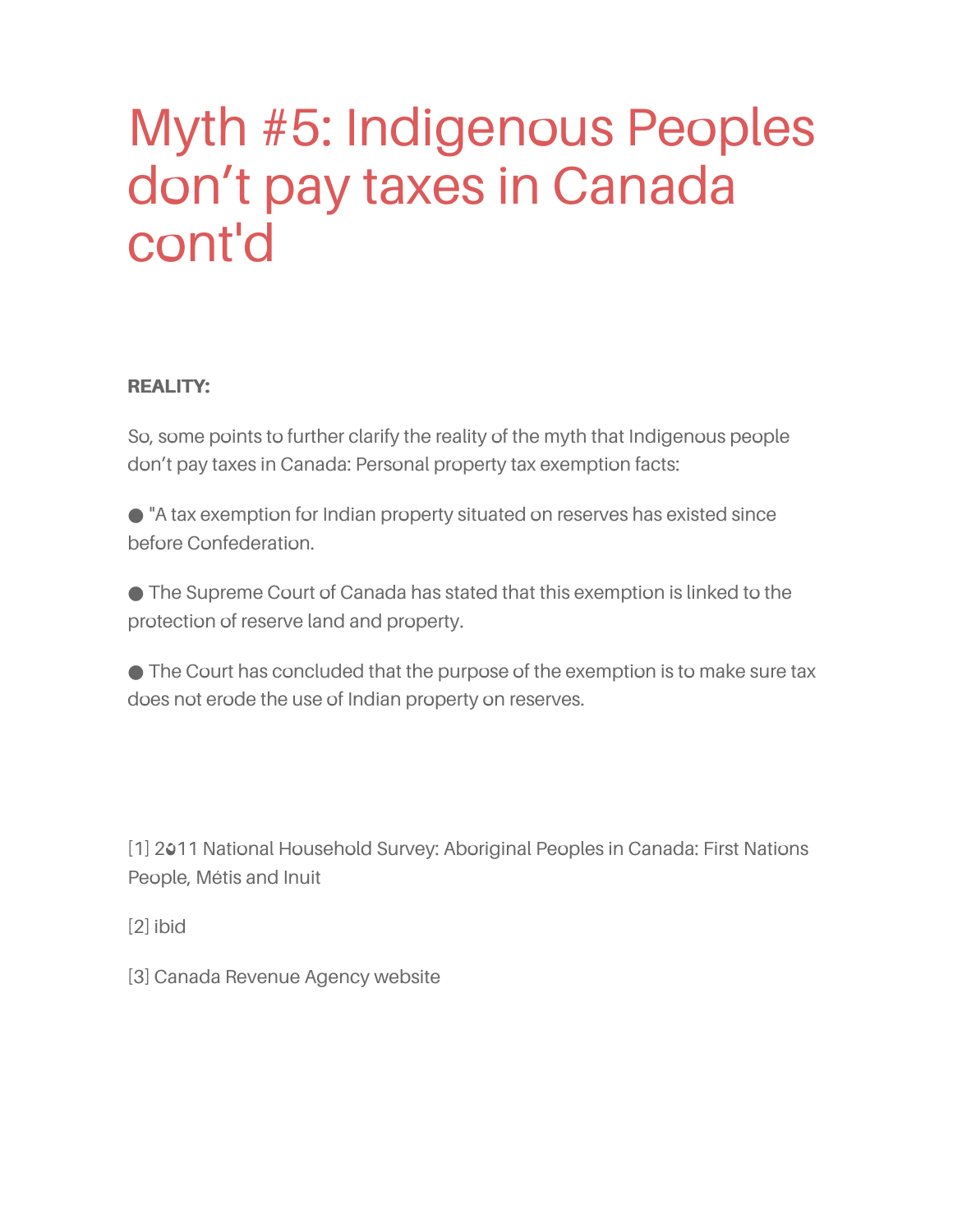# Myth #5: Indigenous Peoples don't pay taxes in Canada cont'd

**REALITY:**

So, some points to further clarify the reality of the myth that Indigenous people don't pay taxes in Canada: Personal property tax exemption facts:

- "A tax exemption for Indian property situated on reserves has existed since before Confederation.
- The Supreme Court of Canada has stated that this exemption is linked to the protection of reserve land and property.
- The Court has concluded that the purpose of the exemption is to make sure tax does not erode the use of Indian property on reserves.

[1] 2011 National Household Survey: Aboriginal Peoples in Canada: First Nations People, Métis and Inuit

[2] ibid

[3] Canada Revenue Agency website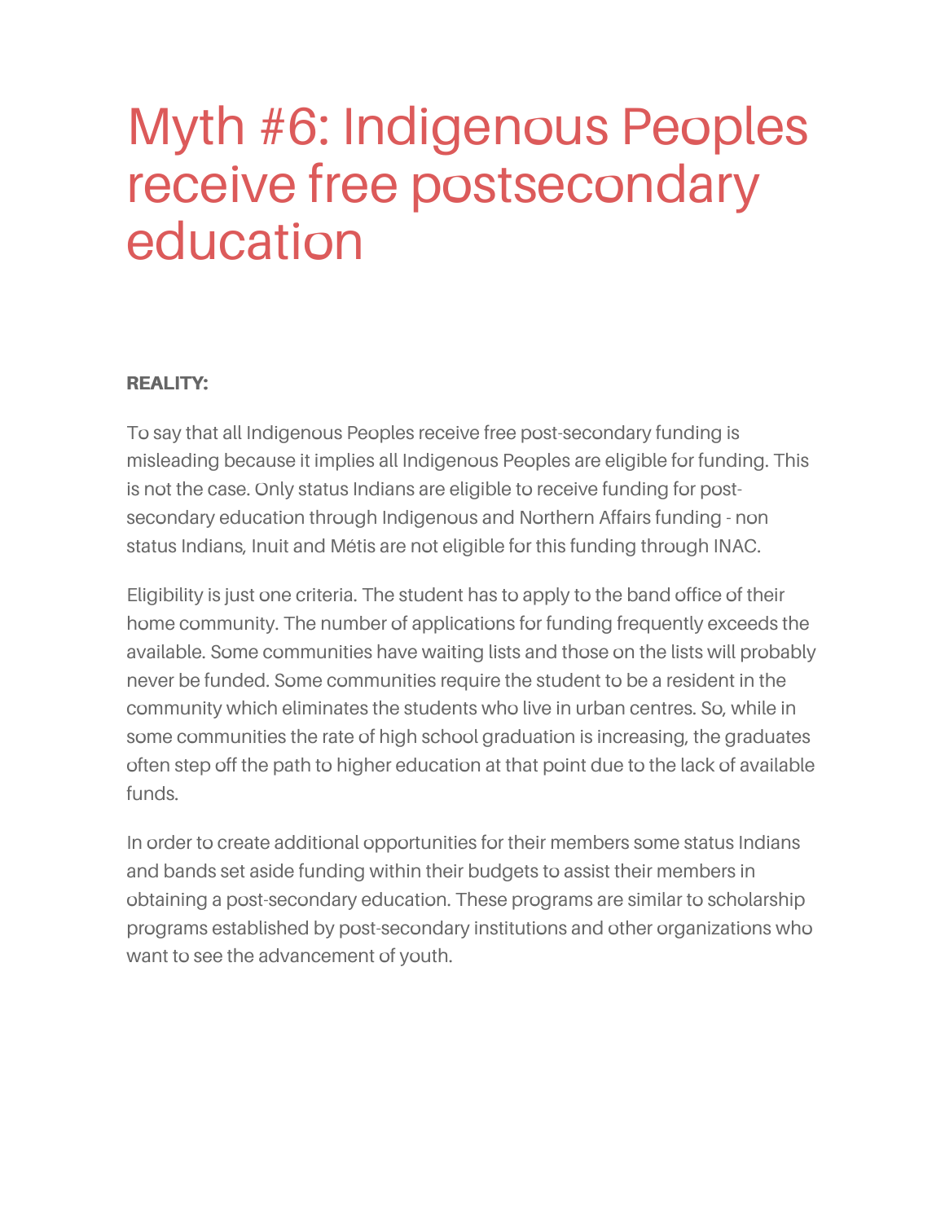# Myth #6: Indigenous Peoples receive free postsecondary education

**REALITY:**

To say that all Indigenous Peoples receive free post-secondary funding is misleading because it implies all Indigenous Peoples are eligible for funding. This is not the case. Only status Indians are eligible to receive funding for post-secondary education through Indigenous and Northern Affairs funding - non status Indians, Inuit and Métis are not eligible for this funding through INAC.

Eligibility is just one criteria. The student has to apply to the band office of their home community. The number of applications for funding frequently exceeds the available. Some communities have waiting lists and those on the lists will probably never be funded. Some communities require the student to be a resident in the community which eliminates the students who live in urban centres. So, while in some communities the rate of high school graduation is increasing, the graduates often step off the path to higher education at that point due to the lack of available funds.

In order to create additional opportunities for their members some status Indians and bands set aside funding within their budgets to assist their members in obtaining a post-secondary education. These programs are similar to scholarship programs established by post-secondary institutions and other organizations who want to see the advancement of youth.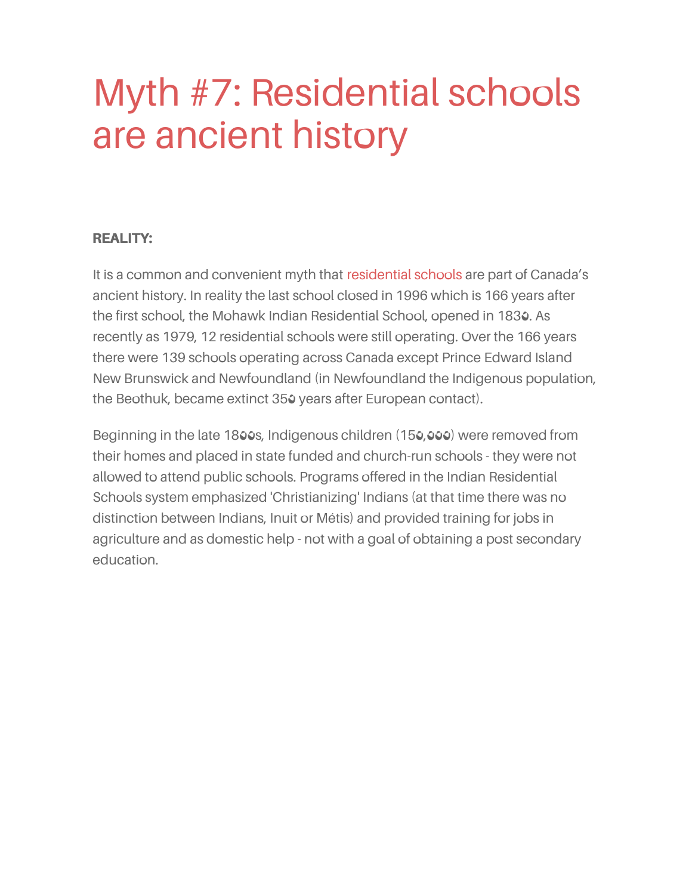# Myth #7: Residential schools are ancient history

**REALITY:**

It is a common and convenient myth that residential schools are part of Canada's ancient history. In reality the last school closed in 1996 which is 166 years after the first school, the Mohawk Indian Residential School, opened in 1830. As recently as 1979, 12 residential schools were still operating. Over the 166 years there were 139 schools operating across Canada except Prince Edward Island New Brunswick and Newfoundland (in Newfoundland the Indigenous population, the Beothuk, became extinct 350 years after European contact).

Beginning in the late 1800s, Indigenous children (150,000) were removed from their homes and placed in state funded and church-run schools - they were not allowed to attend public schools. Programs offered in the Indian Residential Schools system emphasized 'Christianizing' Indians (at that time there was no distinction between Indians, Inuit or Métis) and provided training for jobs in agriculture and as domestic help - not with a goal of obtaining a post secondary education.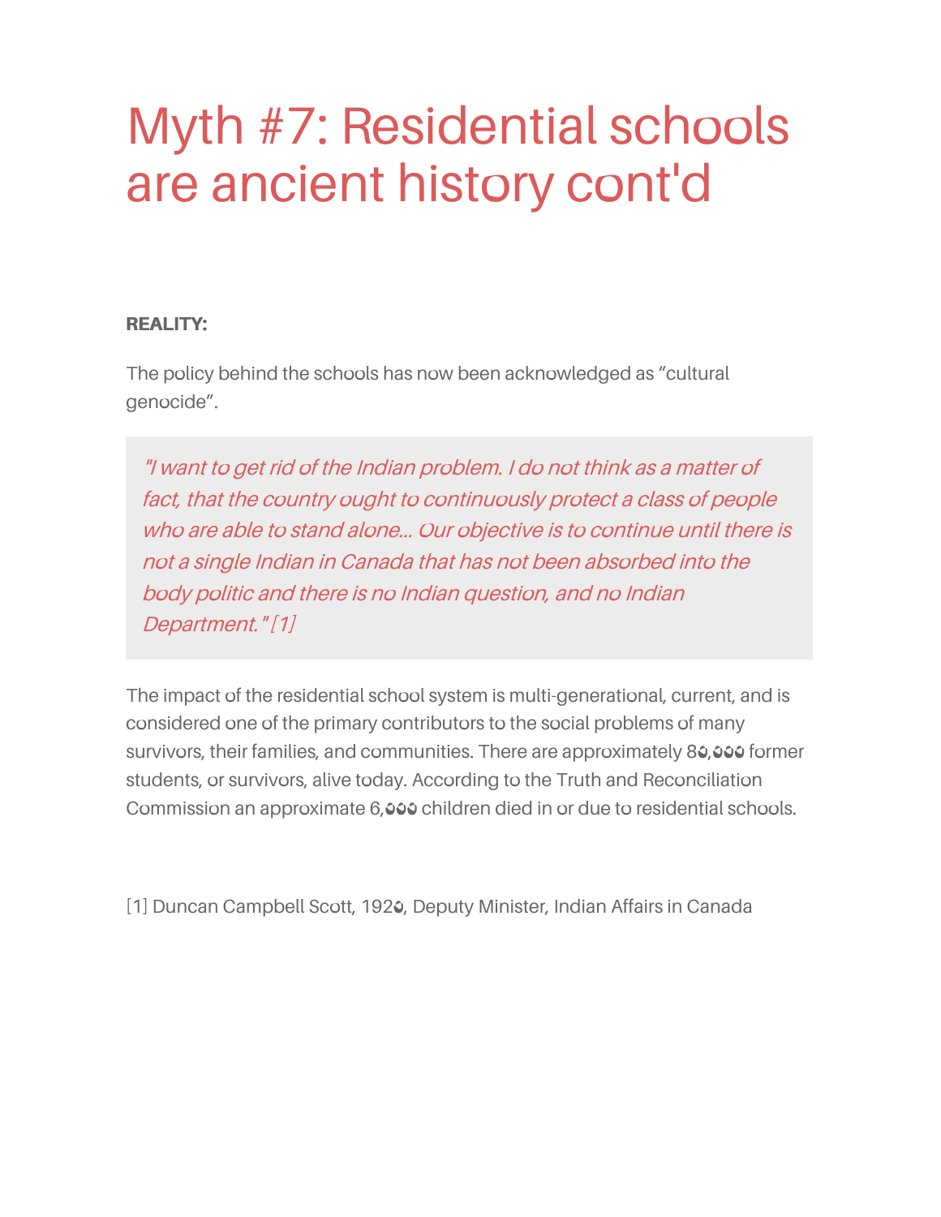# Myth #7: Residential schools are ancient history cont'd

**REALITY:**

The policy behind the schools has now been acknowledged as “cultural genocide”.

> *"I want to get rid of the Indian problem. I do not think as a matter of fact, that the country ought to continuously protect a class of people who are able to stand alone... Our objective is to continue until there is not a single Indian in Canada that has not been absorbed into the body politic and there is no Indian question, and no Indian Department."* [1]

The impact of the residential school system is multi-generational, current, and is considered one of the primary contributors to the social problems of many survivors, their families, and communities. There are approximately 80,000 former students, or survivors, alive today. According to the Truth and Reconciliation Commission an approximate 6,000 children died in or due to residential schools.

[1] Duncan Campbell Scott, 1920, Deputy Minister, Indian Affairs in Canada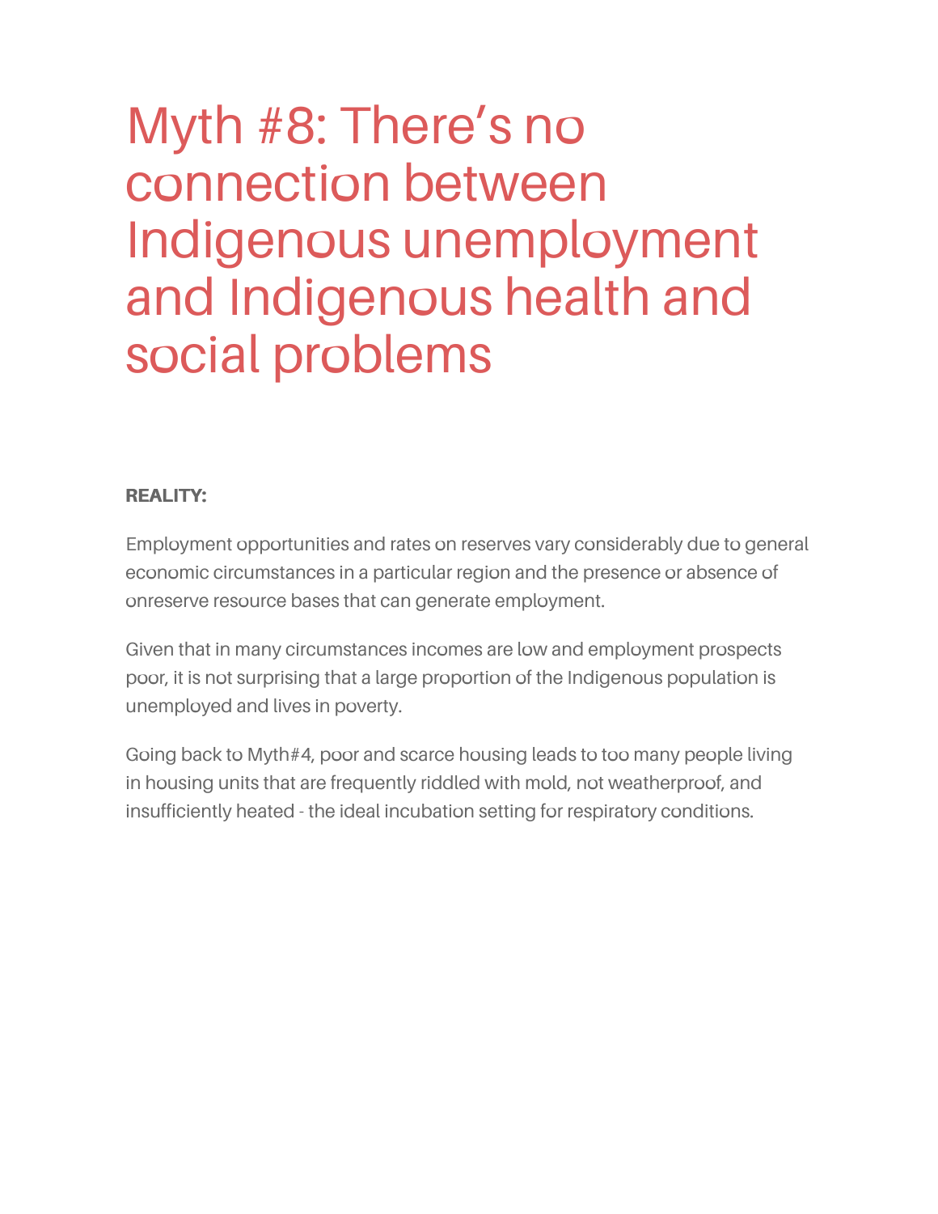# Myth #8: There's no connection between Indigenous unemployment and Indigenous health and social problems

**REALITY:**

Employment opportunities and rates on reserves vary considerably due to general economic circumstances in a particular region and the presence or absence of onreserve resource bases that can generate employment.

Given that in many circumstances incomes are low and employment prospects poor, it is not surprising that a large proportion of the Indigenous population is unemployed and lives in poverty.

Going back to Myth#4, poor and scarce housing leads to too many people living in housing units that are frequently riddled with mold, not weatherproof, and insufficiently heated - the ideal incubation setting for respiratory conditions.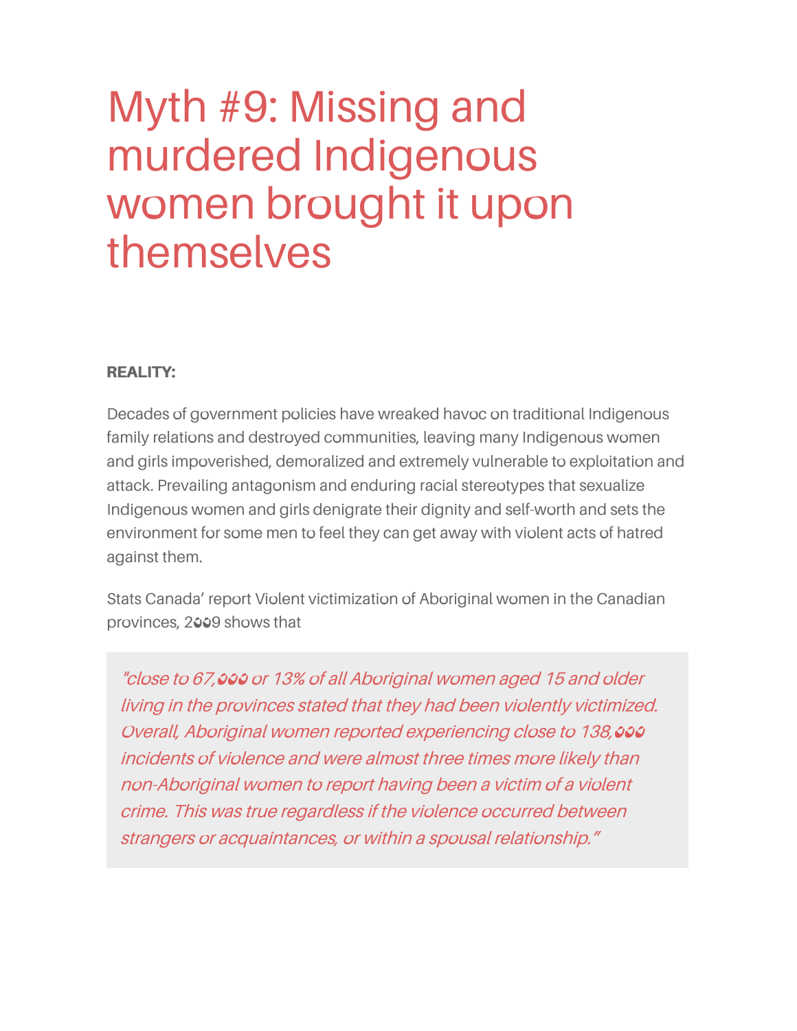# Myth #9: Missing and murdered Indigenous women brought it upon themselves

**REALITY:**

Decades of government policies have wreaked havoc on traditional Indigenous family relations and destroyed communities, leaving many Indigenous women and girls impoverished, demoralized and extremely vulnerable to exploitation and attack. Prevailing antagonism and enduring racial stereotypes that sexualize Indigenous women and girls denigrate their dignity and self-worth and sets the environment for some men to feel they can get away with violent acts of hatred against them.

Stats Canada' report Violent victimization of Aboriginal women in the Canadian provinces, 2009 shows that

> *"close to 67,000 or 13% of all Aboriginal women aged 15 and older living in the provinces stated that they had been violently victimized. Overall, Aboriginal women reported experiencing close to 138,000 incidents of violence and were almost three times more likely than non-Aboriginal women to report having been a victim of a violent crime. This was true regardless if the violence occurred between strangers or acquaintances, or within a spousal relationship."*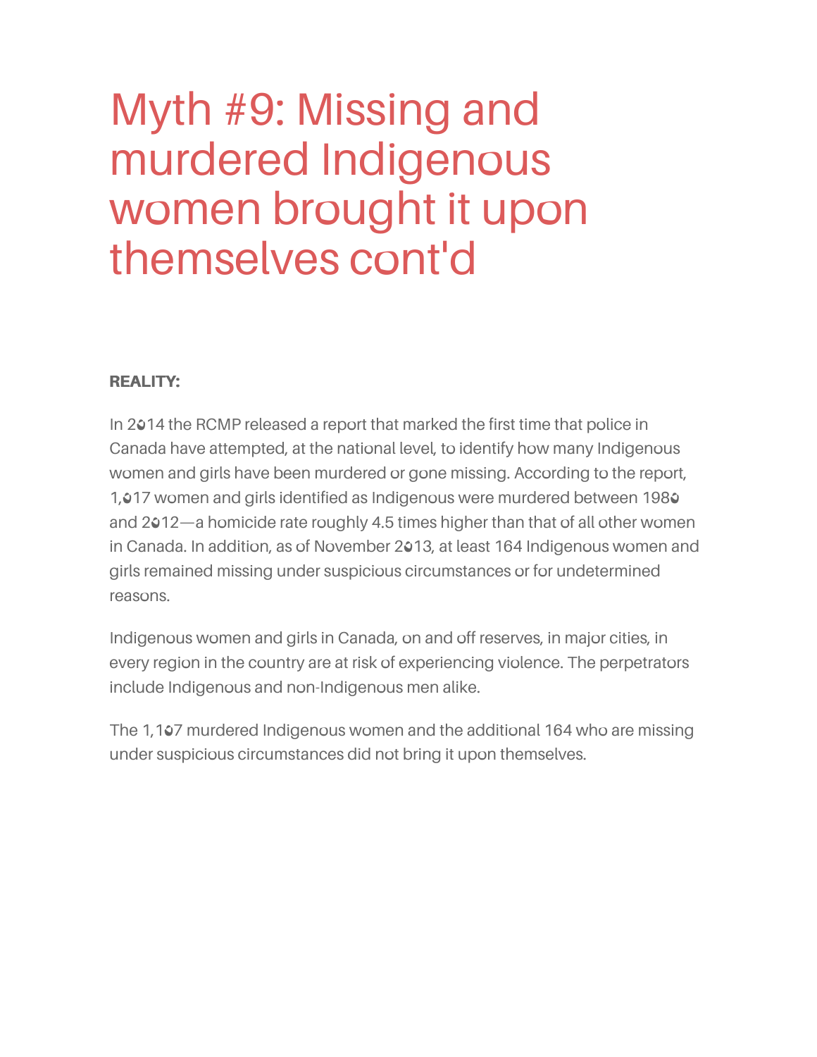# Myth #9: Missing and murdered Indigenous women brought it upon themselves cont'd

**REALITY:**

In 2014 the RCMP released a report that marked the first time that police in Canada have attempted, at the national level, to identify how many Indigenous women and girls have been murdered or gone missing. According to the report, 1,017 women and girls identified as Indigenous were murdered between 1980 and 2012—a homicide rate roughly 4.5 times higher than that of all other women in Canada. In addition, as of November 2013, at least 164 Indigenous women and girls remained missing under suspicious circumstances or for undetermined reasons.

Indigenous women and girls in Canada, on and off reserves, in major cities, in every region in the country are at risk of experiencing violence. The perpetrators include Indigenous and non-Indigenous men alike.

The 1,107 murdered Indigenous women and the additional 164 who are missing under suspicious circumstances did not bring it upon themselves.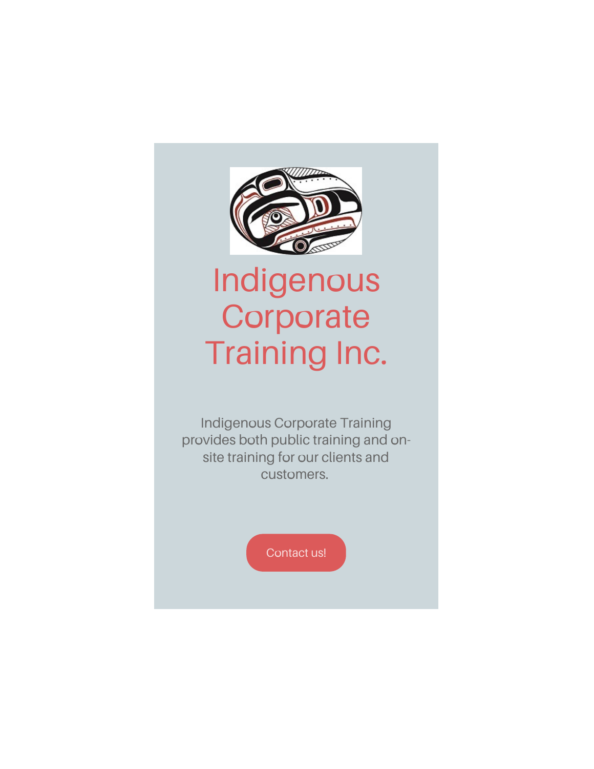# Indigenous Corporate Training Inc.

Indigenous Corporate Training provides both public training and on-site training for our clients and customers.

Contact us!